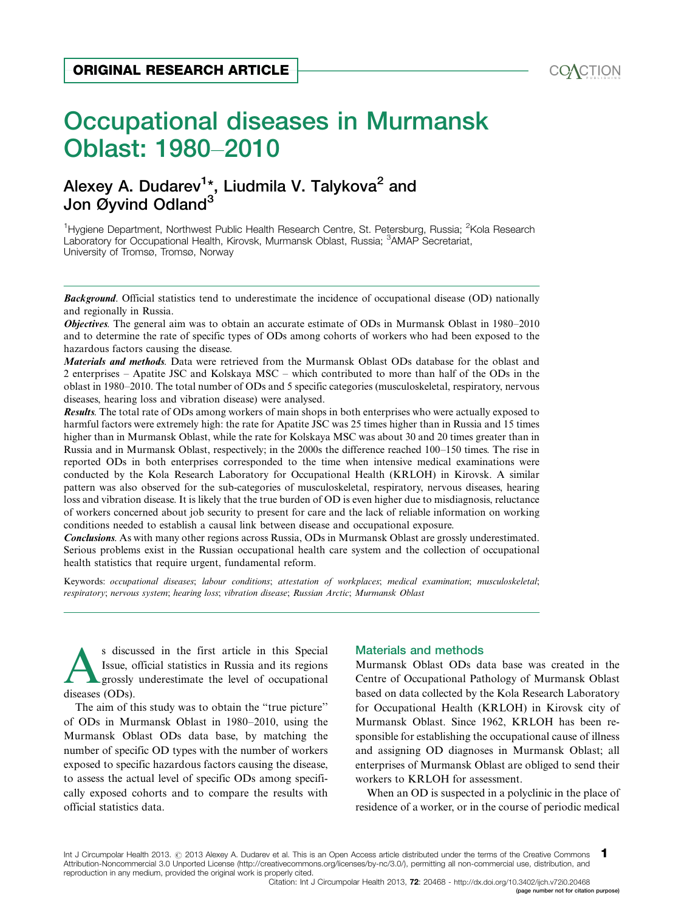ORIGINAL RESEARCH ARTICLE

# Occupational diseases in Murmansk Oblast: 1980–2010

## Alexey A. Dudarev[1]*, Liudmila V. Talykova[2] and Jon Øyvind Odland[3]

[1]Hygiene Department, Northwest Public Health Research Centre, St. Petersburg, Russia; [2]Kola Research Laboratory for Occupational Health, Kirovsk, Murmansk Oblast, Russia; [3]AMAP Secretariat, University of Tromsø, Tromsø, Norway

***Background***. Official statistics tend to underestimate the incidence of occupational disease (OD) nationally and regionally in Russia.

***Objectives***. The general aim was to obtain an accurate estimate of ODs in Murmansk Oblast in 1980–2010 and to determine the rate of specific types of ODs among cohorts of workers who had been exposed to the hazardous factors causing the disease.

***Materials and methods***. Data were retrieved from the Murmansk Oblast ODs database for the oblast and 2 enterprises – Apatite JSC and Kolskaya MSC – which contributed to more than half of the ODs in the oblast in 1980–2010. The total number of ODs and 5 specific categories (musculoskeletal, respiratory, nervous diseases, hearing loss and vibration disease) were analysed.

***Results***. The total rate of ODs among workers of main shops in both enterprises who were actually exposed to harmful factors were extremely high: the rate for Apatite JSC was 25 times higher than in Russia and 15 times higher than in Murmansk Oblast, while the rate for Kolskaya MSC was about 30 and 20 times greater than in Russia and in Murmansk Oblast, respectively; in the 2000s the difference reached 100–150 times. The rise in reported ODs in both enterprises corresponded to the time when intensive medical examinations were conducted by the Kola Research Laboratory for Occupational Health (KRLOH) in Kirovsk. A similar pattern was also observed for the sub-categories of musculoskeletal, respiratory, nervous diseases, hearing loss and vibration disease. It is likely that the true burden of OD is even higher due to misdiagnosis, reluctance of workers concerned about job security to present for care and the lack of reliable information on working conditions needed to establish a causal link between disease and occupational exposure.

***Conclusions***. As with many other regions across Russia, ODs in Murmansk Oblast are grossly underestimated. Serious problems exist in the Russian occupational health care system and the collection of occupational health statistics that require urgent, fundamental reform.

Keywords: *occupational diseases*; *labour conditions*; *attestation of workplaces*; *medical examination*; *musculoskeletal*; *respiratory*; *nervous system*; *hearing loss*; *vibration disease*; *Russian Arctic*; *Murmansk Oblast*

As discussed in the first article in this Special Issue, official statistics in Russia and its regions grossly underestimate the level of occupational diseases (ODs).

The aim of this study was to obtain the "true picture" of ODs in Murmansk Oblast in 1980–2010, using the Murmansk Oblast ODs data base, by matching the number of specific OD types with the number of workers exposed to specific hazardous factors causing the disease, to assess the actual level of specific ODs among specifically exposed cohorts and to compare the results with official statistics data.

## Materials and methods

Murmansk Oblast ODs data base was created in the Centre of Occupational Pathology of Murmansk Oblast based on data collected by the Kola Research Laboratory for Occupational Health (KRLOH) in Kirovsk city of Murmansk Oblast. Since 1962, KRLOH has been responsible for establishing the occupational cause of illness and assigning OD diagnoses in Murmansk Oblast; all enterprises of Murmansk Oblast are obliged to send their workers to KRLOH for assessment.

When an OD is suspected in a polyclinic in the place of residence of a worker, or in the course of periodic medical

Int J Circumpolar Health 2013. © 2013 Alexey A. Dudarev et al. This is an Open Access article distributed under the terms of the Creative Commons Attribution-Noncommercial 3.0 Unported License (http://creativecommons.org/licenses/by-nc/3.0/), permitting all non-commercial use, distribution, and reproduction in any medium, provided the original work is properly cited.

Citation: Int J Circumpolar Health 2013, 72: 20468 - http://dx.doi.org/10.3402/ijch.v72i0.20468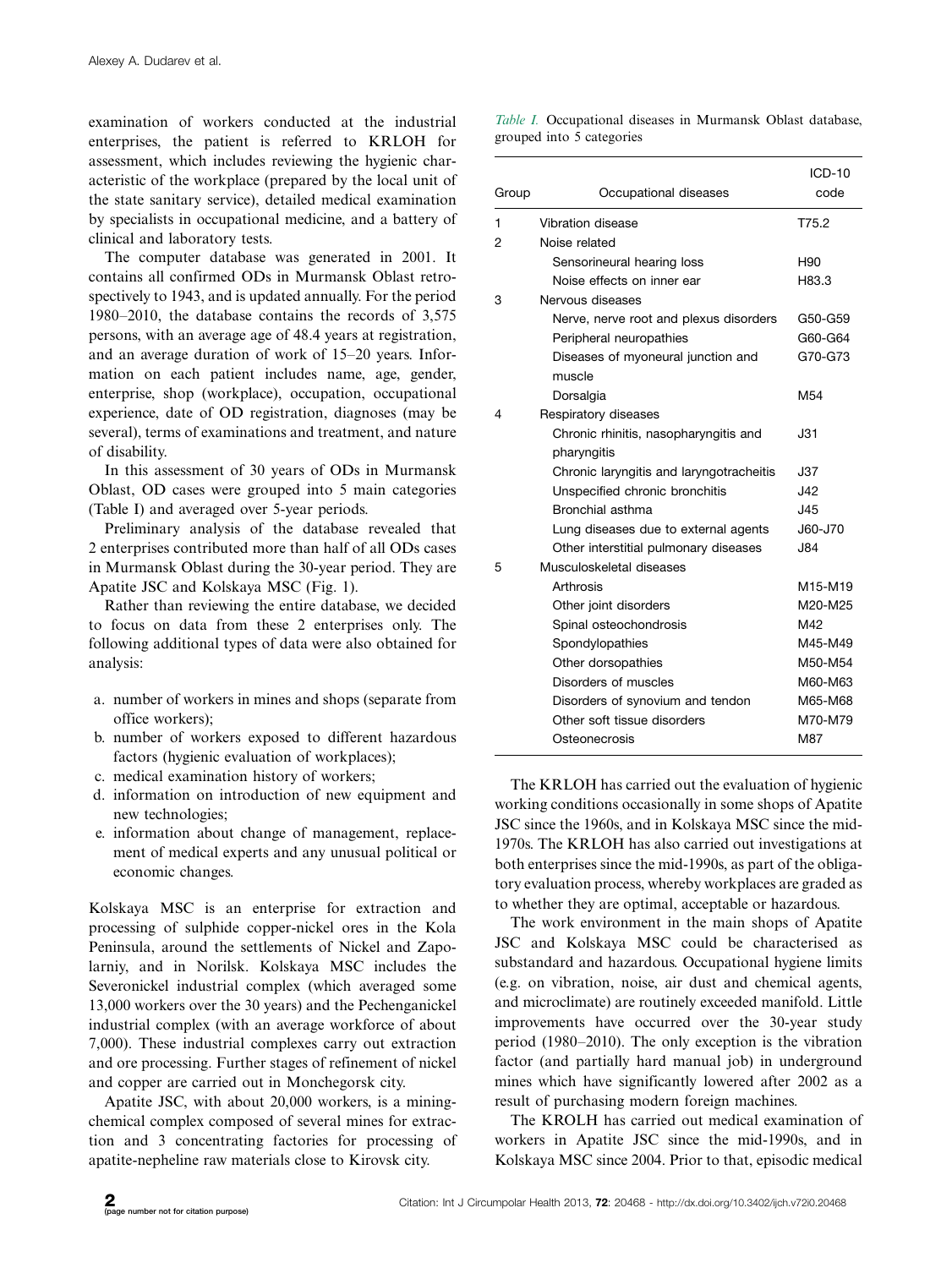examination of workers conducted at the industrial enterprises, the patient is referred to KRLOH for assessment, which includes reviewing the hygienic characteristic of the workplace (prepared by the local unit of the state sanitary service), detailed medical examination by specialists in occupational medicine, and a battery of clinical and laboratory tests.

The computer database was generated in 2001. It contains all confirmed ODs in Murmansk Oblast retrospectively to 1943, and is updated annually. For the period 1980–2010, the database contains the records of 3,575 persons, with an average age of 48.4 years at registration, and an average duration of work of 15–20 years. Information on each patient includes name, age, gender, enterprise, shop (workplace), occupation, occupational experience, date of OD registration, diagnoses (may be several), terms of examinations and treatment, and nature of disability.

In this assessment of 30 years of ODs in Murmansk Oblast, OD cases were grouped into 5 main categories (Table I) and averaged over 5-year periods.

Preliminary analysis of the database revealed that 2 enterprises contributed more than half of all ODs cases in Murmansk Oblast during the 30-year period. They are Apatite JSC and Kolskaya MSC (Fig. 1).

Rather than reviewing the entire database, we decided to focus on data from these 2 enterprises only. The following additional types of data were also obtained for analysis:

a. number of workers in mines and shops (separate from office workers);
b. number of workers exposed to different hazardous factors (hygienic evaluation of workplaces);
c. medical examination history of workers;
d. information on introduction of new equipment and new technologies;
e. information about change of management, replacement of medical experts and any unusual political or economic changes.

Kolskaya MSC is an enterprise for extraction and processing of sulphide copper-nickel ores in the Kola Peninsula, around the settlements of Nickel and Zapolarniy, and in Norilsk. Kolskaya MSC includes the Severonickel industrial complex (which averaged some 13,000 workers over the 30 years) and the Pechenganickel industrial complex (with an average workforce of about 7,000). These industrial complexes carry out extraction and ore processing. Further stages of refinement of nickel and copper are carried out in Monchegorsk city.

Apatite JSC, with about 20,000 workers, is a mining-chemical complex composed of several mines for extraction and 3 concentrating factories for processing of apatite-nepheline raw materials close to Kirovsk city.

*Table I.* Occupational diseases in Murmansk Oblast database, grouped into 5 categories

| Group | Occupational diseases | ICD-10 code |
|---|---|---|
| 1 | Vibration disease | T75.2 |
| 2 | Noise related | |
| | Sensorineural hearing loss | H90 |
| | Noise effects on inner ear | H83.3 |
| 3 | Nervous diseases | |
| | Nerve, nerve root and plexus disorders | G50-G59 |
| | Peripheral neuropathies | G60-G64 |
| | Diseases of myoneural junction and muscle | G70-G73 |
| | Dorsalgia | M54 |
| 4 | Respiratory diseases | |
| | Chronic rhinitis, nasopharyngitis and pharyngitis | J31 |
| | Chronic laryngitis and laryngotracheitis | J37 |
| | Unspecified chronic bronchitis | J42 |
| | Bronchial asthma | J45 |
| | Lung diseases due to external agents | J60-J70 |
| | Other interstitial pulmonary diseases | J84 |
| 5 | Musculoskeletal diseases | |
| | Arthrosis | M15-M19 |
| | Other joint disorders | M20-M25 |
| | Spinal osteochondrosis | M42 |
| | Spondylopathies | M45-M49 |
| | Other dorsopathies | M50-M54 |
| | Disorders of muscles | M60-M63 |
| | Disorders of synovium and tendon | M65-M68 |
| | Other soft tissue disorders | M70-M79 |
| | Osteonecrosis | M87 |

The KRLOH has carried out the evaluation of hygienic working conditions occasionally in some shops of Apatite JSC since the 1960s, and in Kolskaya MSC since the mid-1970s. The KRLOH has also carried out investigations at both enterprises since the mid-1990s, as part of the obligatory evaluation process, whereby workplaces are graded as to whether they are optimal, acceptable or hazardous.

The work environment in the main shops of Apatite JSC and Kolskaya MSC could be characterised as substandard and hazardous. Occupational hygiene limits (e.g. on vibration, noise, air dust and chemical agents, and microclimate) are routinely exceeded manifold. Little improvements have occurred over the 30-year study period (1980–2010). The only exception is the vibration factor (and partially hard manual job) in underground mines which have significantly lowered after 2002 as a result of purchasing modern foreign machines.

The KROLH has carried out medical examination of workers in Apatite JSC since the mid-1990s, and in Kolskaya MSC since 2004. Prior to that, episodic medical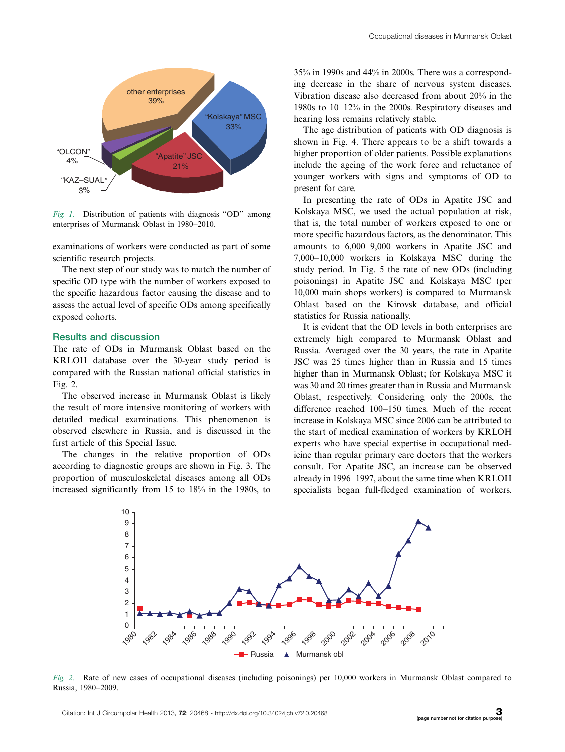other enterprises
39%

"Kolskaya" MSC
33%

"Apatite" JSC
21%

"OLCON"
4%

"KAZ–SUAL"
3%

*Fig. 1.* Distribution of patients with diagnosis "OD" among enterprises of Murmansk Oblast in 1980–2010.

examinations of workers were conducted as part of some scientific research projects.

The next step of our study was to match the number of specific OD type with the number of workers exposed to the specific hazardous factor causing the disease and to assess the actual level of specific ODs among specifically exposed cohorts.

## Results and discussion

The rate of ODs in Murmansk Oblast based on the KRLOH database over the 30-year study period is compared with the Russian national official statistics in Fig. 2.

The observed increase in Murmansk Oblast is likely the result of more intensive monitoring of workers with detailed medical examinations. This phenomenon is observed elsewhere in Russia, and is discussed in the first article of this Special Issue.

The changes in the relative proportion of ODs according to diagnostic groups are shown in Fig. 3. The proportion of musculoskeletal diseases among all ODs increased significantly from 15 to 18% in the 1980s, to 35% in 1990s and 44% in 2000s. There was a corresponding decrease in the share of nervous system diseases. Vibration disease also decreased from about 20% in the 1980s to 10–12% in the 2000s. Respiratory diseases and hearing loss remains relatively stable.

The age distribution of patients with OD diagnosis is shown in Fig. 4. There appears to be a shift towards a higher proportion of older patients. Possible explanations include the ageing of the work force and reluctance of younger workers with signs and symptoms of OD to present for care.

In presenting the rate of ODs in Apatite JSC and Kolskaya MSC, we used the actual population at risk, that is, the total number of workers exposed to one or more specific hazardous factors, as the denominator. This amounts to 6,000–9,000 workers in Apatite JSC and 7,000–10,000 workers in Kolskaya MSC during the study period. In Fig. 5 the rate of new ODs (including poisonings) in Apatite JSC and Kolskaya MSC (per 10,000 main shops workers) is compared to Murmansk Oblast based on the Kirovsk database, and official statistics for Russia nationally.

It is evident that the OD levels in both enterprises are extremely high compared to Murmansk Oblast and Russia. Averaged over the 30 years, the rate in Apatite JSC was 25 times higher than in Russia and 15 times higher than in Murmansk Oblast; for Kolskaya MSC it was 30 and 20 times greater than in Russia and Murmansk Oblast, respectively. Considering only the 2000s, the difference reached 100–150 times. Much of the recent increase in Kolskaya MSC since 2006 can be attributed to the start of medical examination of workers by KRLOH experts who have special expertise in occupational medicine than regular primary care doctors that the workers consult. For Apatite JSC, an increase can be observed already in 1996–1997, about the same time when KRLOH specialists began full-fledged examination of workers.

10
9
8
7
6
5
4
3
2
1
0

1980 1982 1984 1986 1988 1990 1992 1994 1996 1998 2000 2002 2004 2006 2008 2010

Russia
Murmansk obl

*Fig. 2.* Rate of new cases of occupational diseases (including poisonings) per 10,000 workers in Murmansk Oblast compared to Russia, 1980–2009.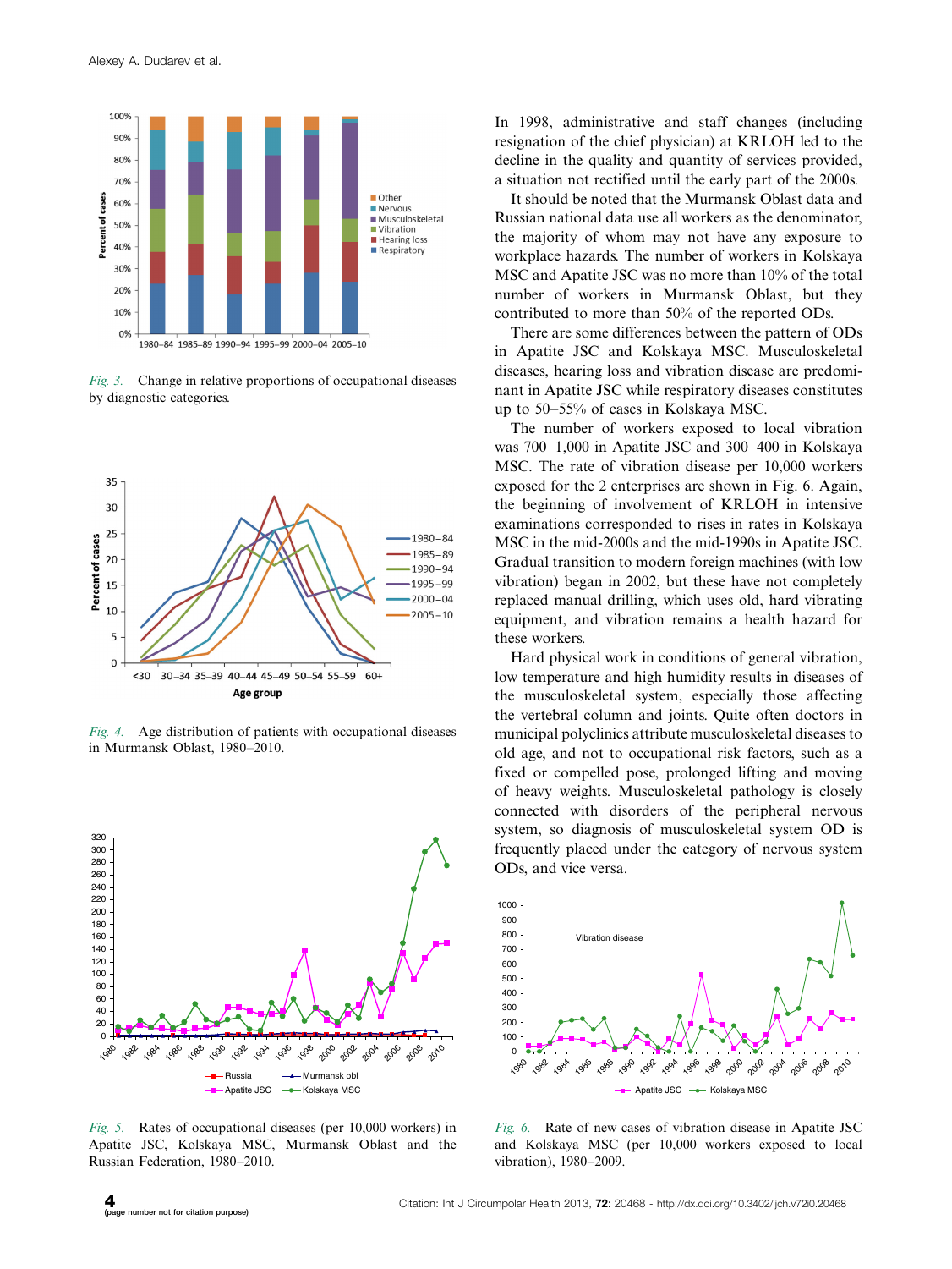100%
90%
80%
70%
60%
50%
40%
30%
20%
10%
0%
Percent of cases
1980–84 1985–89 1990–94 1995–99 2000–04 2005–10
Other
Nervous
Musculoskeletal
Vibration
Hearing loss
Respiratory

*Fig. 3.* Change in relative proportions of occupational diseases by diagnostic categories.

35
30
25
20
15
10
5
0
Percent of cases
<30 30–34 35–39 40–44 45–49 50–54 55–59 60+
Age group
1980–84
1985–89
1990–94
1995–99
2000–04
2005–10

*Fig. 4.* Age distribution of patients with occupational diseases in Murmansk Oblast, 1980–2010.

320
300
280
260
240
220
200
180
160
140
120
100
80
60
40
20
0
1980 1982 1984 1986 1988 1990 1992 1994 1996 1998 2000 2002 2004 2006 2008 2010
Russia
Murmansk obl
Apatite JSC
Kolskaya MSC

*Fig. 5.* Rates of occupational diseases (per 10,000 workers) in Apatite JSC, Kolskaya MSC, Murmansk Oblast and the Russian Federation, 1980–2010.

In 1998, administrative and staff changes (including resignation of the chief physician) at KRLOH led to the decline in the quality and quantity of services provided, a situation not rectified until the early part of the 2000s.

It should be noted that the Murmansk Oblast data and Russian national data use all workers as the denominator, the majority of whom may not have any exposure to workplace hazards. The number of workers in Kolskaya MSC and Apatite JSC was no more than 10% of the total number of workers in Murmansk Oblast, but they contributed to more than 50% of the reported ODs.

There are some differences between the pattern of ODs in Apatite JSC and Kolskaya MSC. Musculoskeletal diseases, hearing loss and vibration disease are predominant in Apatite JSC while respiratory diseases constitutes up to 50–55% of cases in Kolskaya MSC.

The number of workers exposed to local vibration was 700–1,000 in Apatite JSC and 300–400 in Kolskaya MSC. The rate of vibration disease per 10,000 workers exposed for the 2 enterprises are shown in Fig. 6. Again, the beginning of involvement of KRLOH in intensive examinations corresponded to rises in rates in Kolskaya MSC in the mid-2000s and the mid-1990s in Apatite JSC. Gradual transition to modern foreign machines (with low vibration) began in 2002, but these have not completely replaced manual drilling, which uses old, hard vibrating equipment, and vibration remains a health hazard for these workers.

Hard physical work in conditions of general vibration, low temperature and high humidity results in diseases of the musculoskeletal system, especially those affecting the vertebral column and joints. Quite often doctors in municipal polyclinics attribute musculoskeletal diseases to old age, and not to occupational risk factors, such as a fixed or compelled pose, prolonged lifting and moving of heavy weights. Musculoskeletal pathology is closely connected with disorders of the peripheral nervous system, so diagnosis of musculoskeletal system OD is frequently placed under the category of nervous system ODs, and vice versa.

1000
900
800
700
600
500
400
300
200
100
0
Vibration disease
1980 1982 1984 1986 1988 1990 1992 1994 1996 1998 2000 2002 2004 2006 2008 2010
Apatite JSC
Kolskaya MSC

*Fig. 6.* Rate of new cases of vibration disease in Apatite JSC and Kolskaya MSC (per 10,000 workers exposed to local vibration), 1980–2009.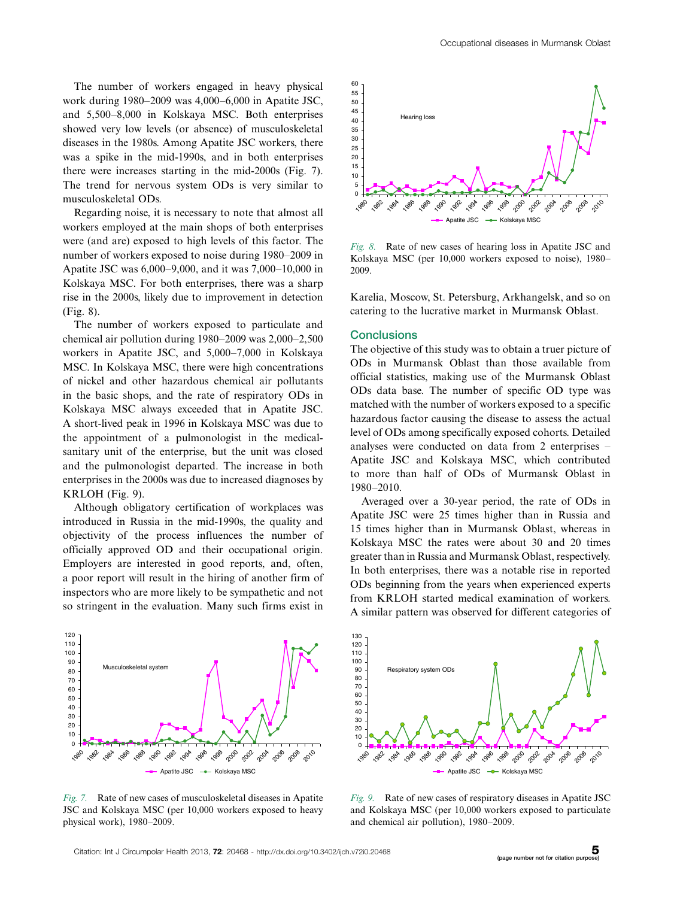The number of workers engaged in heavy physical work during 1980–2009 was 4,000–6,000 in Apatite JSC, and 5,500–8,000 in Kolskaya MSC. Both enterprises showed very low levels (or absence) of musculoskeletal diseases in the 1980s. Among Apatite JSC workers, there was a spike in the mid-1990s, and in both enterprises there were increases starting in the mid-2000s (Fig. 7). The trend for nervous system ODs is very similar to musculoskeletal ODs.

Regarding noise, it is necessary to note that almost all workers employed at the main shops of both enterprises were (and are) exposed to high levels of this factor. The number of workers exposed to noise during 1980–2009 in Apatite JSC was 6,000–9,000, and it was 7,000–10,000 in Kolskaya MSC. For both enterprises, there was a sharp rise in the 2000s, likely due to improvement in detection (Fig. 8).

The number of workers exposed to particulate and chemical air pollution during 1980–2009 was 2,000–2,500 workers in Apatite JSC, and 5,000–7,000 in Kolskaya MSC. In Kolskaya MSC, there were high concentrations of nickel and other hazardous chemical air pollutants in the basic shops, and the rate of respiratory ODs in Kolskaya MSC always exceeded that in Apatite JSC. A short-lived peak in 1996 in Kolskaya MSC was due to the appointment of a pulmonologist in the medical-sanitary unit of the enterprise, but the unit was closed and the pulmonologist departed. The increase in both enterprises in the 2000s was due to increased diagnoses by KRLOH (Fig. 9).

Although obligatory certification of workplaces was introduced in Russia in the mid-1990s, the quality and objectivity of the process influences the number of officially approved OD and their occupational origin. Employers are interested in good reports, and, often, a poor report will result in the hiring of another firm of inspectors who are more likely to be sympathetic and not so stringent in the evaluation. Many such firms exist in Karelia, Moscow, St. Petersburg, Arkhangelsk, and so on catering to the lucrative market in Murmansk Oblast.

Musculoskeletal system

Apatite JSC — Kolskaya MSC

*Fig. 7.* Rate of new cases of musculoskeletal diseases in Apatite JSC and Kolskaya MSC (per 10,000 workers exposed to heavy physical work), 1980–2009.

Hearing loss

Apatite JSC — Kolskaya MSC

*Fig. 8.* Rate of new cases of hearing loss in Apatite JSC and Kolskaya MSC (per 10,000 workers exposed to noise), 1980–2009.

## Conclusions

The objective of this study was to obtain a truer picture of ODs in Murmansk Oblast than those available from official statistics, making use of the Murmansk Oblast ODs data base. The number of specific OD type was matched with the number of workers exposed to a specific hazardous factor causing the disease to assess the actual level of ODs among specifically exposed cohorts. Detailed analyses were conducted on data from 2 enterprises – Apatite JSC and Kolskaya MSC, which contributed to more than half of ODs of Murmansk Oblast in 1980–2010.

Averaged over a 30-year period, the rate of ODs in Apatite JSC were 25 times higher than in Russia and 15 times higher than in Murmansk Oblast, whereas in Kolskaya MSC the rates were about 30 and 20 times greater than in Russia and Murmansk Oblast, respectively. In both enterprises, there was a notable rise in reported ODs beginning from the years when experienced experts from KRLOH started medical examination of workers. A similar pattern was observed for different categories of

Respiratory system ODs

Apatite JSC — Kolskaya MSC

*Fig. 9.* Rate of new cases of respiratory diseases in Apatite JSC and Kolskaya MSC (per 10,000 workers exposed to particulate and chemical air pollution), 1980–2009.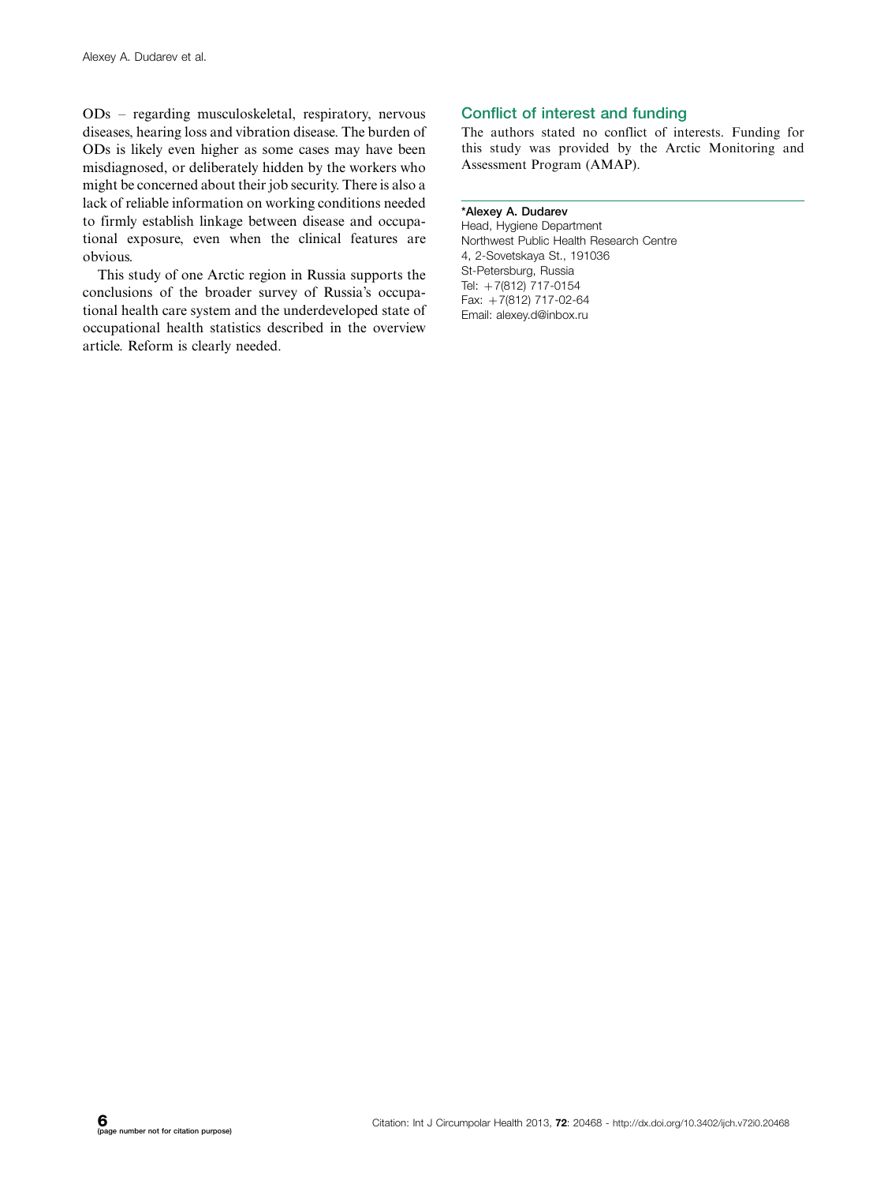ODs – regarding musculoskeletal, respiratory, nervous diseases, hearing loss and vibration disease. The burden of ODs is likely even higher as some cases may have been misdiagnosed, or deliberately hidden by the workers who might be concerned about their job security. There is also a lack of reliable information on working conditions needed to firmly establish linkage between disease and occupational exposure, even when the clinical features are obvious.

This study of one Arctic region in Russia supports the conclusions of the broader survey of Russia's occupational health care system and the underdeveloped state of occupational health statistics described in the overview article. Reform is clearly needed.

## Conflict of interest and funding

The authors stated no conflict of interests. Funding for this study was provided by the Arctic Monitoring and Assessment Program (AMAP).

**\*Alexey A. Dudarev**
Head, Hygiene Department
Northwest Public Health Research Centre
4, 2-Sovetskaya St., 191036
St-Petersburg, Russia
Tel: +7(812) 717-0154
Fax: +7(812) 717-02-64
Email: alexey.d@inbox.ru